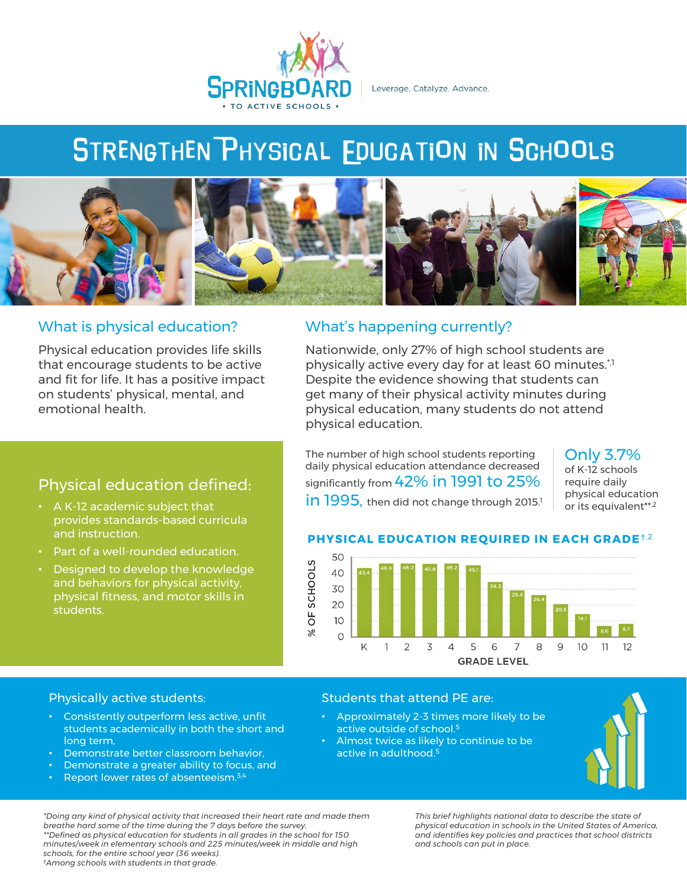# SPRINGBOARD TO ACTIVE SCHOOLS

Leverage. Catalyze. Advance.

# STRENGTHEN PHYSICAL EDUCATION IN SCHOOLS

## What is physical education?

Physical education provides life skills that encourage students to be active and fit for life. It has a positive impact on students' physical, mental, and emotional health.

## Physical education defined:

- A K-12 academic subject that provides standards-based curricula and instruction.
- Part of a well-rounded education.
- Designed to develop the knowledge and behaviors for physical activity, physical fitness, and motor skills in students.

## What's happening currently?

Nationwide, only 27% of high school students are physically active every day for at least 60 minutes.*[1] Despite the evidence showing that students can get many of their physical activity minutes during physical education, many students do not attend physical education.

The number of high school students reporting daily physical education attendance decreased significantly from **42% in 1991 to 25% in 1995,** then did not change through 2015.[1]

**Only 3.7%** of K-12 schools require daily physical education or its equivalent**[2]

### PHYSICAL EDUCATION REQUIRED IN EACH GRADE†[2]

| Grade Level | % of Schools |
|---|---|
| K | 43.4 |
| 1 | 46.6 |
| 2 | 46.2 |
| 3 | 45.8 |
| 4 | 46.2 |
| 5 | 45.1 |
| 6 | 34.3 |
| 7 | 29.4 |
| 8 | 26.4 |
| 9 | 20.6 |
| 10 | 14.1 |
| 11 | 8.6 |
| 12 | 8.7 |

## Physically active students:

- Consistently outperform less active, unfit students academically in both the short and long term,
- Demonstrate better classroom behavior,
- Demonstrate a greater ability to focus, and
- Report lower rates of absenteeism.[3,4]

## Students that attend PE are:

- Approximately 2-3 times more likely to be active outside of school.[5]
- Almost twice as likely to continue to be active in adulthood.[5]

*Doing any kind of physical activity that increased their heart rate and made them breathe hard some of the time during the 7 days before the survey.*
*\*\*Defined as physical education for students in all grades in the school for 150 minutes/week in elementary schools and 225 minutes/week in middle and high schools, for the entire school year (36 weeks).*
*†Among schools with students in that grade.*

*This brief highlights national data to describe the state of physical education in schools in the United States of America, and identifies key policies and practices that school districts and schools can put in place.*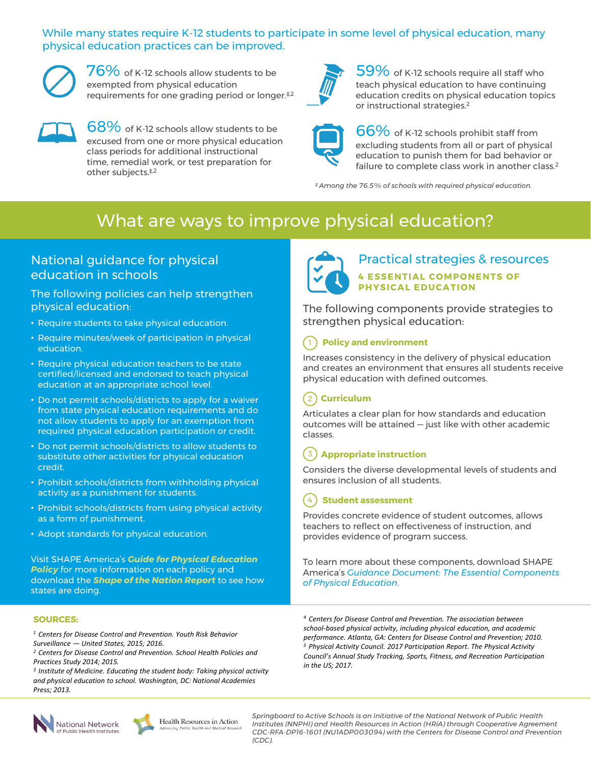While many states require K-12 students to participate in some level of physical education, many physical education practices can be improved.

76% of K-12 schools allow students to be exempted from physical education requirements for one grading period or longer.‡2

68% of K-12 schools allow students to be excused from one or more physical education class periods for additional instructional time, remedial work, or test preparation for other subjects.‡2

59% of K-12 schools require all staff who teach physical education to have continuing education credits on physical education topics or instructional strategies.[2]

66% of K-12 schools prohibit staff from excluding students from all or part of physical education to punish them for bad behavior or failure to complete class work in another class.[2]

*‡ Among the 76.5% of schools with required physical education.*

# What are ways to improve physical education?

## National guidance for physical education in schools

The following policies can help strengthen physical education:

- Require students to take physical education.
- Require minutes/week of participation in physical education.
- Require physical education teachers to be state certified/licensed and endorsed to teach physical education at an appropriate school level.
- Do not permit schools/districts to apply for a waiver from state physical education requirements and do not allow students to apply for an exemption from required physical education participation or credit.
- Do not permit schools/districts to allow students to substitute other activities for physical education credit.
- Prohibit schools/districts from withholding physical activity as a punishment for students.
- Prohibit schools/districts from using physical activity as a form of punishment.
- Adopt standards for physical education.

Visit SHAPE America's ***Guide for Physical Education Policy*** for more information on each policy and download the ***Shape of the Nation Report*** to see how states are doing.

## Practical strategies & resources

### 4 ESSENTIAL COMPONENTS OF PHYSICAL EDUCATION

The following components provide strategies to strengthen physical education:

1. **Policy and environment**

Increases consistency in the delivery of physical education and creates an environment that ensures all students receive physical education with defined outcomes.

2. **Curriculum**

Articulates a clear plan for how standards and education outcomes will be attained — just like with other academic classes.

3. **Appropriate instruction**

Considers the diverse developmental levels of students and ensures inclusion of all students.

4. **Student assessment**

Provides concrete evidence of student outcomes, allows teachers to reflect on effectiveness of instruction, and provides evidence of program success.

To learn more about these components, download SHAPE America's *Guidance Document: The Essential Components of Physical Education.*

**SOURCES:**

*[1] Centers for Disease Control and Prevention. Youth Risk Behavior Surveillance — United States, 2015; 2016.*
*[2] Centers for Disease Control and Prevention. School Health Policies and Practices Study 2014; 2015.*
*[3] Institute of Medicine. Educating the student body: Taking physical activity and physical education to school. Washington, DC: National Academies Press; 2013.*
*[4] Centers for Disease Control and Prevention. The association between school-based physical activity, including physical education, and academic performance. Atlanta, GA: Centers for Disease Control and Prevention; 2010.*
*[5] Physical Activity Council. 2017 Participation Report. The Physical Activity Council's Annual Study Tracking, Sports, Fitness, and Recreation Participation in the US; 2017.*

National Network of Public Health Institutes

Health Resources in Action — Advancing Public Health and Medical Research

*Springboard to Active Schools is an initiative of the National Network of Public Health Institutes (NNPHI) and Health Resources in Action (HRiA) through Cooperative Agreement CDC-RFA-DP16-1601 (NU1ADP003094) with the Centers for Disease Control and Prevention (CDC).*